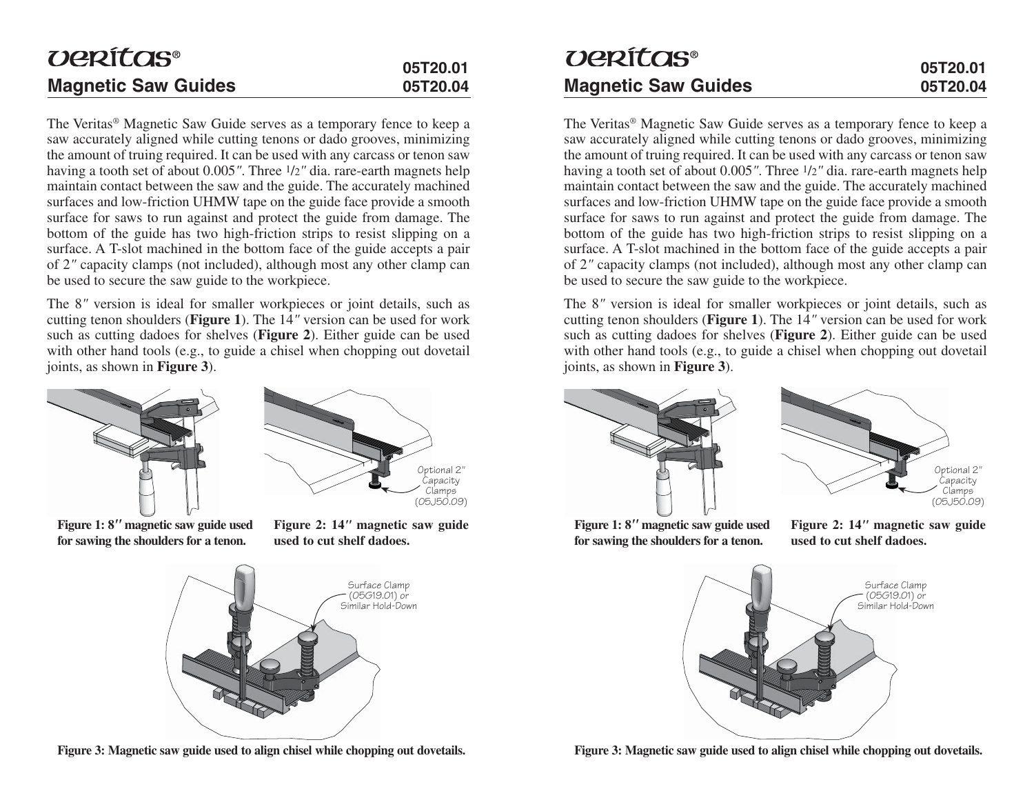# Veritas®

## Magnetic Saw Guides

05T20.01
05T20.04

The Veritas® Magnetic Saw Guide serves as a temporary fence to keep a saw accurately aligned while cutting tenons or dado grooves, minimizing the amount of truing required. It can be used with any carcass or tenon saw having a tooth set of about 0.005″. Three 1/2″ dia. rare-earth magnets help maintain contact between the saw and the guide. The accurately machined surfaces and low-friction UHMW tape on the guide face provide a smooth surface for saws to run against and protect the guide from damage. The bottom of the guide has two high-friction strips to resist slipping on a surface. A T-slot machined in the bottom face of the guide accepts a pair of 2″ capacity clamps (not included), although most any other clamp can be used to secure the saw guide to the workpiece.

The 8″ version is ideal for smaller workpieces or joint details, such as cutting tenon shoulders (**Figure 1**). The 14″ version can be used for work such as cutting dadoes for shelves (**Figure 2**). Either guide can be used with other hand tools (e.g., to guide a chisel when chopping out dovetail joints, as shown in **Figure 3**).

**Figure 1: 8″ magnetic saw guide used for sawing the shoulders for a tenon.**

Optional 2″ Capacity Clamps (05J50.09)

**Figure 2: 14″ magnetic saw guide used to cut shelf dadoes.**

Surface Clamp (05G19.01) or Similar Hold-Down

**Figure 3: Magnetic saw guide used to align chisel while chopping out dovetails.**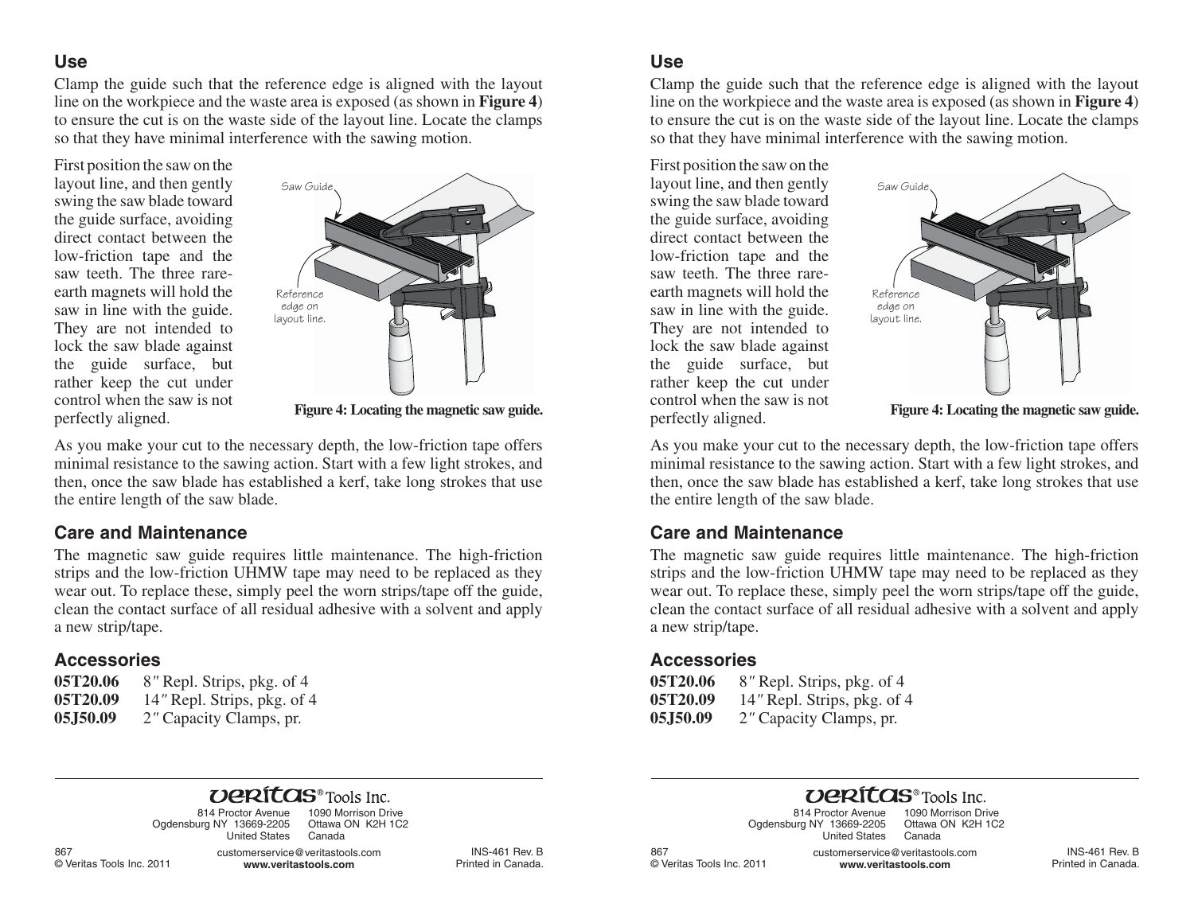## Use

Clamp the guide such that the reference edge is aligned with the layout line on the workpiece and the waste area is exposed (as shown in **Figure 4**) to ensure the cut is on the waste side of the layout line. Locate the clamps so that they have minimal interference with the sawing motion.

First position the saw on the layout line, and then gently swing the saw blade toward the guide surface, avoiding direct contact between the low-friction tape and the saw teeth. The three rare-earth magnets will hold the saw in line with the guide. They are not intended to lock the saw blade against the guide surface, but rather keep the cut under control when the saw is not perfectly aligned.

Saw Guide

Reference edge on layout line.

**Figure 4: Locating the magnetic saw guide.**

As you make your cut to the necessary depth, the low-friction tape offers minimal resistance to the sawing action. Start with a few light strokes, and then, once the saw blade has established a kerf, take long strokes that use the entire length of the saw blade.

## Care and Maintenance

The magnetic saw guide requires little maintenance. The high-friction strips and the low-friction UHMW tape may need to be replaced as they wear out. To replace these, simply peel the worn strips/tape off the guide, clean the contact surface of all residual adhesive with a solvent and apply a new strip/tape.

## Accessories

| | |
|---|---|
| **05T20.06** | 8″ Repl. Strips, pkg. of 4 |
| **05T20.09** | 14″ Repl. Strips, pkg. of 4 |
| **05J50.09** | 2″ Capacity Clamps, pr. |

---

**veritas® Tools Inc.**

814 Proctor Avenue
Ogdensburg NY 13669-2205
United States

1090 Morrison Drive
Ottawa ON K2H 1C2
Canada

customerservice@veritastools.com
**www.veritastools.com**

867
© Veritas Tools Inc. 2011

INS-461 Rev. B
Printed in Canada.

## Use

Clamp the guide such that the reference edge is aligned with the layout line on the workpiece and the waste area is exposed (as shown in **Figure 4**) to ensure the cut is on the waste side of the layout line. Locate the clamps so that they have minimal interference with the sawing motion.

First position the saw on the layout line, and then gently swing the saw blade toward the guide surface, avoiding direct contact between the low-friction tape and the saw teeth. The three rare-earth magnets will hold the saw in line with the guide. They are not intended to lock the saw blade against the guide surface, but rather keep the cut under control when the saw is not perfectly aligned.

Saw Guide

Reference edge on layout line.

**Figure 4: Locating the magnetic saw guide.**

As you make your cut to the necessary depth, the low-friction tape offers minimal resistance to the sawing action. Start with a few light strokes, and then, once the saw blade has established a kerf, take long strokes that use the entire length of the saw blade.

## Care and Maintenance

The magnetic saw guide requires little maintenance. The high-friction strips and the low-friction UHMW tape may need to be replaced as they wear out. To replace these, simply peel the worn strips/tape off the guide, clean the contact surface of all residual adhesive with a solvent and apply a new strip/tape.

## Accessories

| | |
|---|---|
| **05T20.06** | 8″ Repl. Strips, pkg. of 4 |
| **05T20.09** | 14″ Repl. Strips, pkg. of 4 |
| **05J50.09** | 2″ Capacity Clamps, pr. |

---

**veritas® Tools Inc.**

814 Proctor Avenue
Ogdensburg NY 13669-2205
United States

1090 Morrison Drive
Ottawa ON K2H 1C2
Canada

customerservice@veritastools.com
**www.veritastools.com**

867
© Veritas Tools Inc. 2011

INS-461 Rev. B
Printed in Canada.